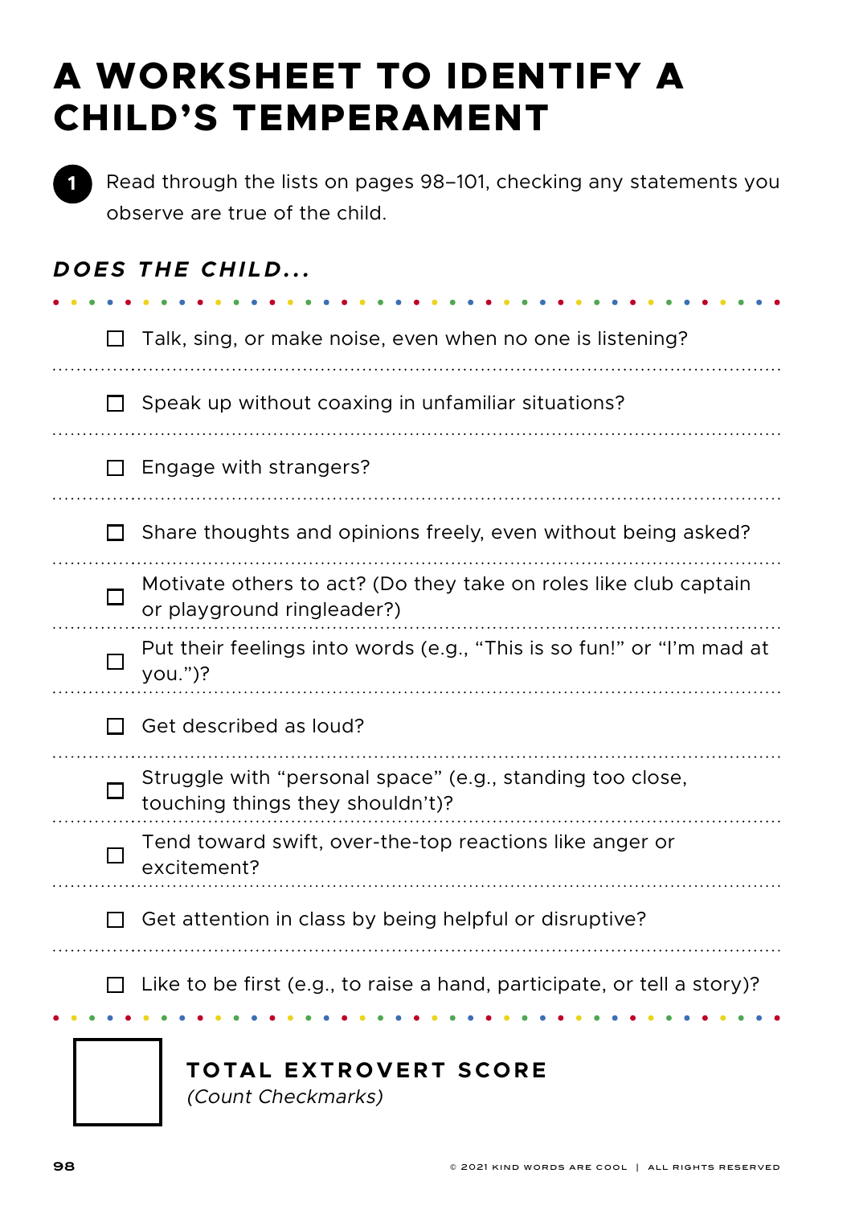# A WORKSHEET TO IDENTIFY A CHILD'S TEMPERAMENT

**1** Read through the lists on pages 98–101, checking any statements you observe are true of the child.

### *DOES THE CHILD...*

- ☐ Talk, sing, or make noise, even when no one is listening?
- ☐ Speak up without coaxing in unfamiliar situations?
- ☐ Engage with strangers?
- ☐ Share thoughts and opinions freely, even without being asked?
- ☐ Motivate others to act? (Do they take on roles like club captain or playground ringleader?)
- ☐ Put their feelings into words (e.g., "This is so fun!" or "I'm mad at you.")?
- ☐ Get described as loud?
- ☐ Struggle with "personal space" (e.g., standing too close, touching things they shouldn't)?
- ☐ Tend toward swift, over-the-top reactions like anger or excitement?
- ☐ Get attention in class by being helpful or disruptive?
- ☐ Like to be first (e.g., to raise a hand, participate, or tell a story)?

☐ **TOTAL EXTROVERT SCORE**
*(Count Checkmarks)*

© 2021 KIND WORDS ARE COOL | ALL RIGHTS RESERVED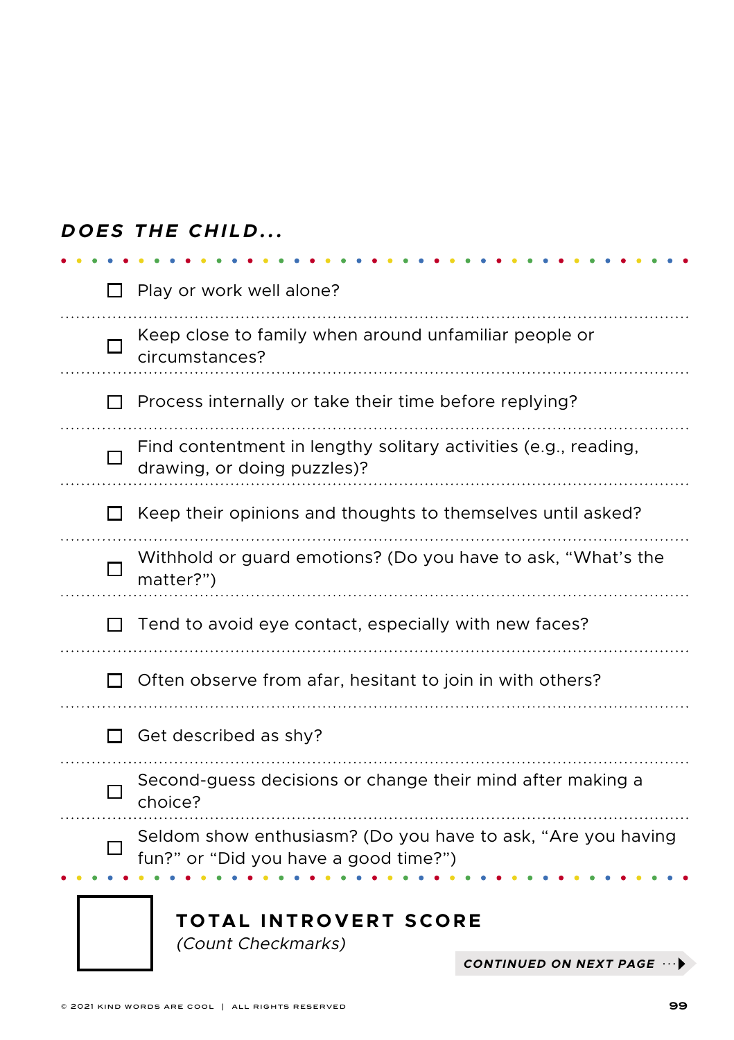## *DOES THE CHILD...*

- [ ] Play or work well alone?
- [ ] Keep close to family when around unfamiliar people or circumstances?
- [ ] Process internally or take their time before replying?
- [ ] Find contentment in lengthy solitary activities (e.g., reading, drawing, or doing puzzles)?
- [ ] Keep their opinions and thoughts to themselves until asked?
- [ ] Withhold or guard emotions? (Do you have to ask, "What's the matter?")
- [ ] Tend to avoid eye contact, especially with new faces?
- [ ] Often observe from afar, hesitant to join in with others?
- [ ] Get described as shy?
- [ ] Second-guess decisions or change their mind after making a choice?
- [ ] Seldom show enthusiasm? (Do you have to ask, "Are you having fun?" or "Did you have a good time?")

☐ **TOTAL INTROVERT SCORE**
*(Count Checkmarks)*

***CONTINUED ON NEXT PAGE***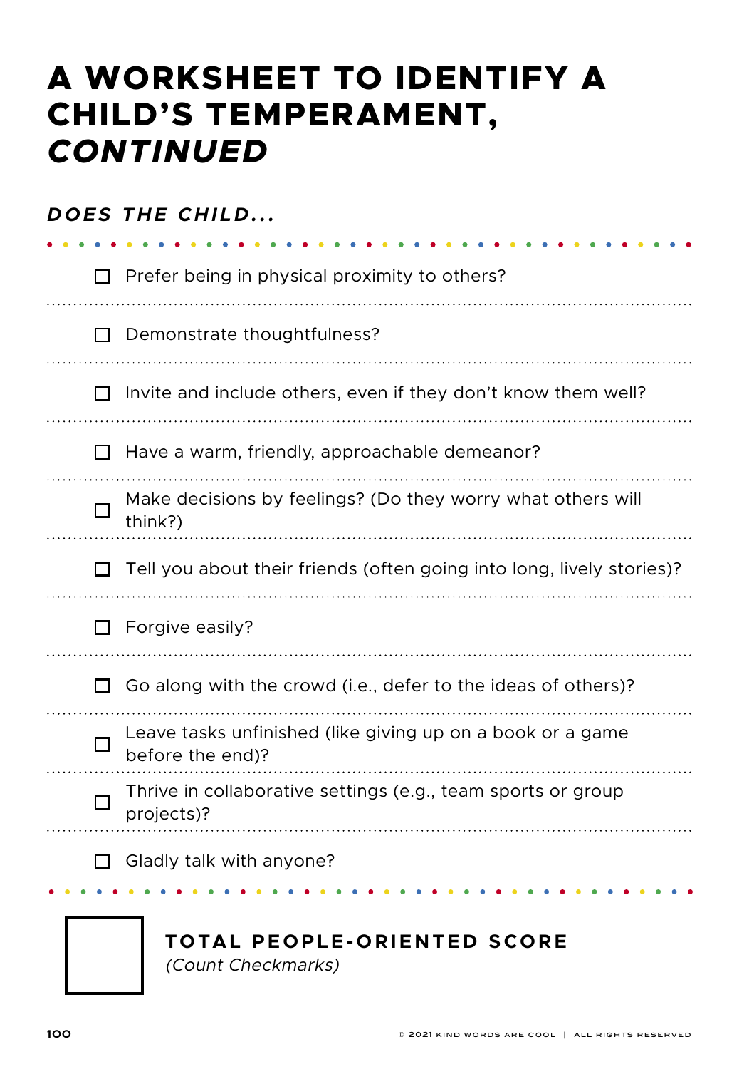# A WORKSHEET TO IDENTIFY A CHILD'S TEMPERAMENT, *CONTINUED*

### *DOES THE CHILD...*

- [ ] Prefer being in physical proximity to others?
- [ ] Demonstrate thoughtfulness?
- [ ] Invite and include others, even if they don't know them well?
- [ ] Have a warm, friendly, approachable demeanor?
- [ ] Make decisions by feelings? (Do they worry what others will think?)
- [ ] Tell you about their friends (often going into long, lively stories)?
- [ ] Forgive easily?
- [ ] Go along with the crowd (i.e., defer to the ideas of others)?
- [ ] Leave tasks unfinished (like giving up on a book or a game before the end)?
- [ ] Thrive in collaborative settings (e.g., team sports or group projects)?
- [ ] Gladly talk with anyone?

☐ **TOTAL PEOPLE-ORIENTED SCORE**
*(Count Checkmarks)*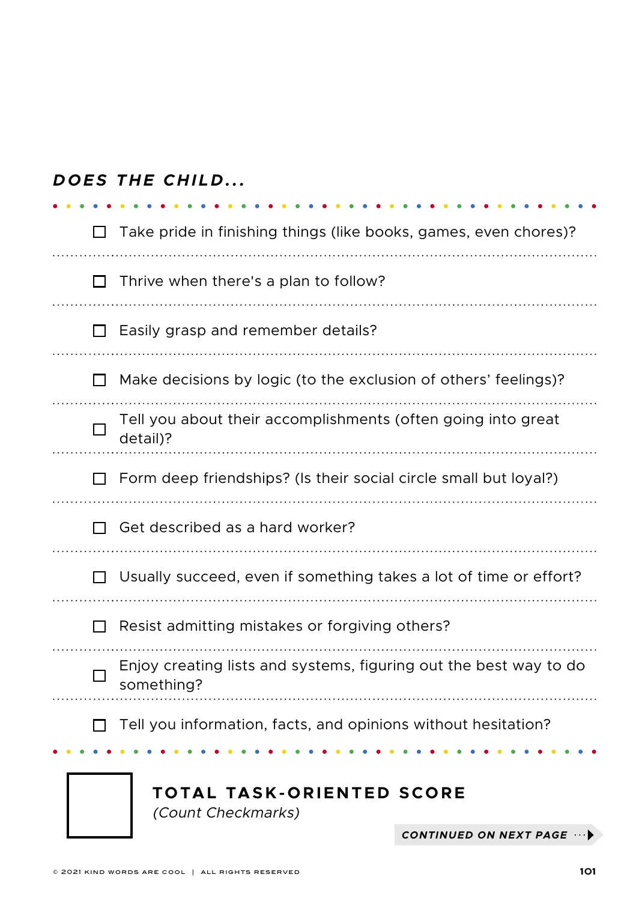***DOES THE CHILD...***

- [ ] Take pride in finishing things (like books, games, even chores)?
- [ ] Thrive when there's a plan to follow?
- [ ] Easily grasp and remember details?
- [ ] Make decisions by logic (to the exclusion of others' feelings)?
- [ ] Tell you about their accomplishments (often going into great detail)?
- [ ] Form deep friendships? (Is their social circle small but loyal?)
- [ ] Get described as a hard worker?
- [ ] Usually succeed, even if something takes a lot of time or effort?
- [ ] Resist admitting mistakes or forgiving others?
- [ ] Enjoy creating lists and systems, figuring out the best way to do something?
- [ ] Tell you information, facts, and opinions without hesitation?

**TOTAL TASK-ORIENTED SCORE**
*(Count Checkmarks)*

***CONTINUED ON NEXT PAGE***

© 2021 KIND WORDS ARE COOL | ALL RIGHTS RESERVED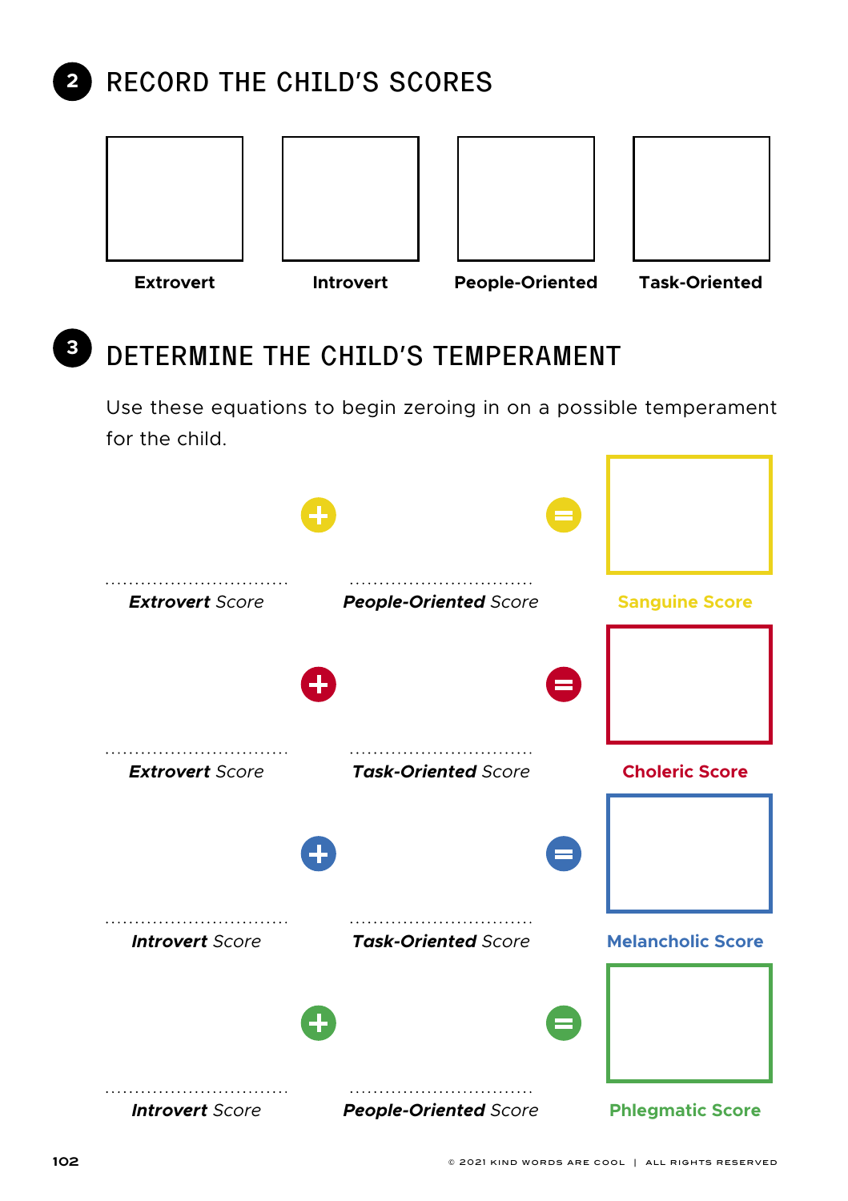## 2 RECORD THE CHILD'S SCORES

| Extrovert | Introvert | People-Oriented | Task-Oriented |
|---|---|---|---|
| | | | |

## 3 DETERMINE THE CHILD'S TEMPERAMENT

Use these equations to begin zeroing in on a possible temperament for the child.

................................ **Extrovert** Score + ................................ **People-Oriented** Score = **Sanguine Score**

................................ **Extrovert** Score + ................................ **Task-Oriented** Score = **Choleric Score**

................................ **Introvert** Score + ................................ **Task-Oriented** Score = **Melancholic Score**

................................ **Introvert** Score + ................................ **People-Oriented** Score = **Phlegmatic Score**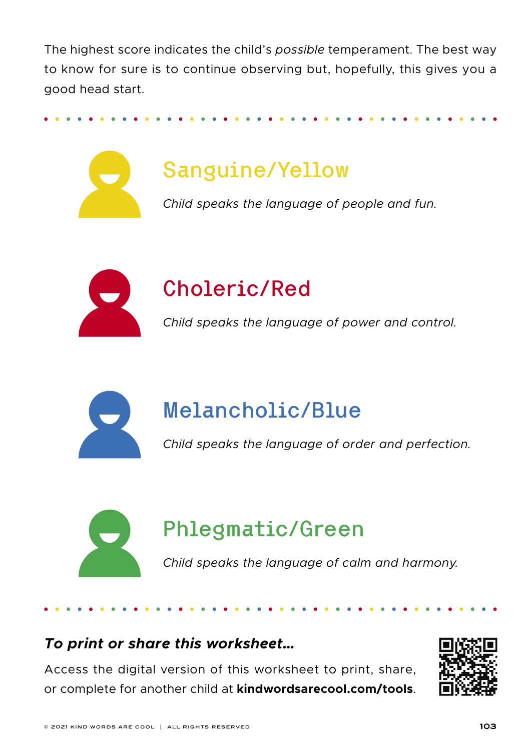The highest score indicates the child's *possible* temperament. The best way to know for sure is to continue observing but, hopefully, this gives you a good head start.

## Sanguine/Yellow

*Child speaks the language of people and fun.*

## Choleric/Red

*Child speaks the language of power and control.*

## Melancholic/Blue

*Child speaks the language of order and perfection.*

## Phlegmatic/Green

*Child speaks the language of calm and harmony.*

### *To print or share this worksheet...*

Access the digital version of this worksheet to print, share, or complete for another child at **kindwordsarecool.com/tools**.

© 2021 KIND WORDS ARE COOL | ALL RIGHTS RESERVED